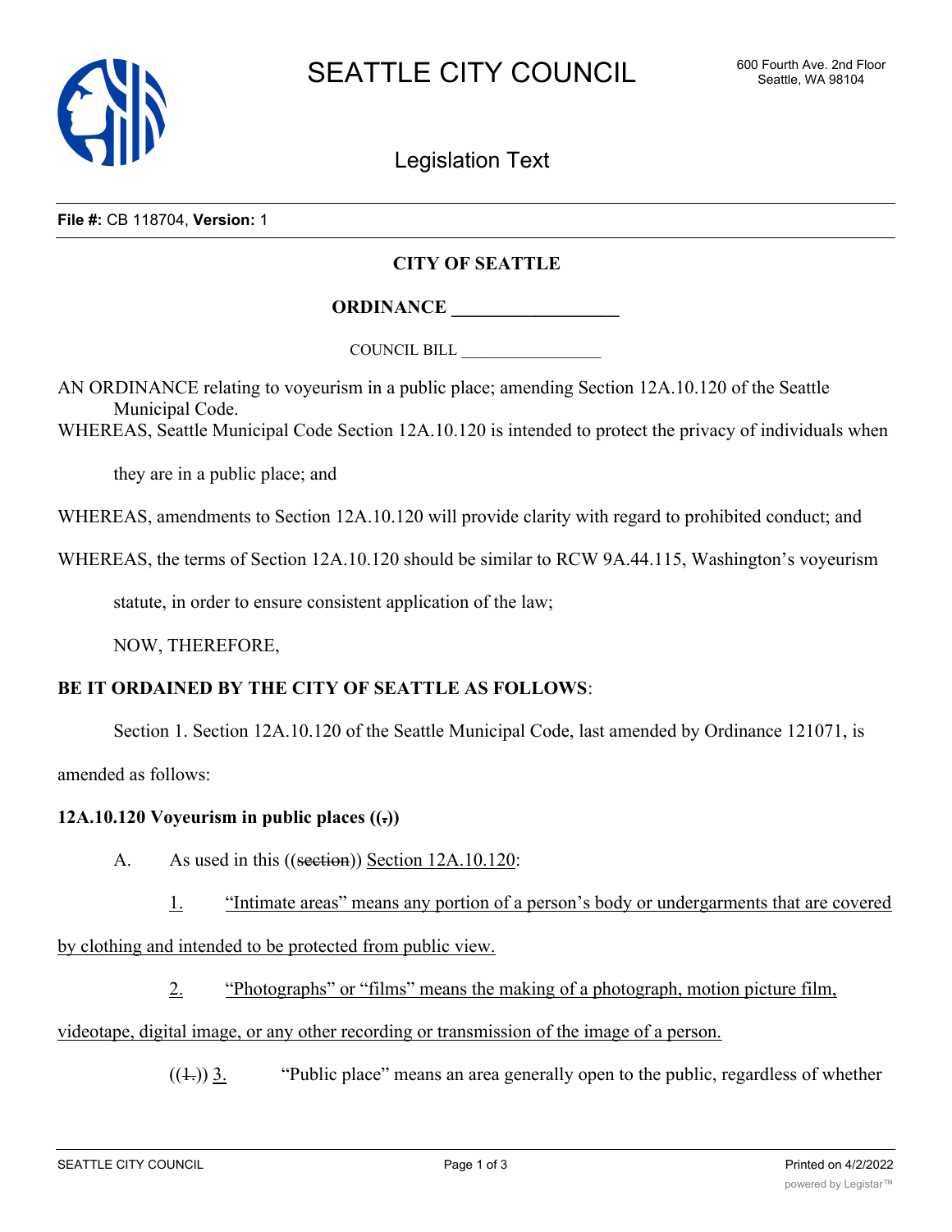# SEATTLE CITY COUNCIL

600 Fourth Ave. 2nd Floor
Seattle, WA 98104

## Legislation Text

**File #:** CB 118704, **Version:** 1

**CITY OF SEATTLE**

**ORDINANCE __________________**

COUNCIL BILL __________________

AN ORDINANCE relating to voyeurism in a public place; amending Section 12A.10.120 of the Seattle Municipal Code.

WHEREAS, Seattle Municipal Code Section 12A.10.120 is intended to protect the privacy of individuals when they are in a public place; and

WHEREAS, amendments to Section 12A.10.120 will provide clarity with regard to prohibited conduct; and

WHEREAS, the terms of Section 12A.10.120 should be similar to RCW 9A.44.115, Washington's voyeurism statute, in order to ensure consistent application of the law;

NOW, THEREFORE,

**BE IT ORDAINED BY THE CITY OF SEATTLE AS FOLLOWS**:

Section 1. Section 12A.10.120 of the Seattle Municipal Code, last amended by Ordinance 121071, is amended as follows:

**12A.10.120 Voyeurism in public places ((~~.~~))**

A. As used in this ((~~section~~)) <u>Section 12A.10.120</u>:

<u>1.</u> <u>"Intimate areas" means any portion of a person's body or undergarments that are covered by clothing and intended to be protected from public view.</u>

<u>2.</u> <u>"Photographs" or "films" means the making of a photograph, motion picture film, videotape, digital image, or any other recording or transmission of the image of a person.</u>

((~~1.~~)) <u>3.</u> "Public place" means an area generally open to the public, regardless of whether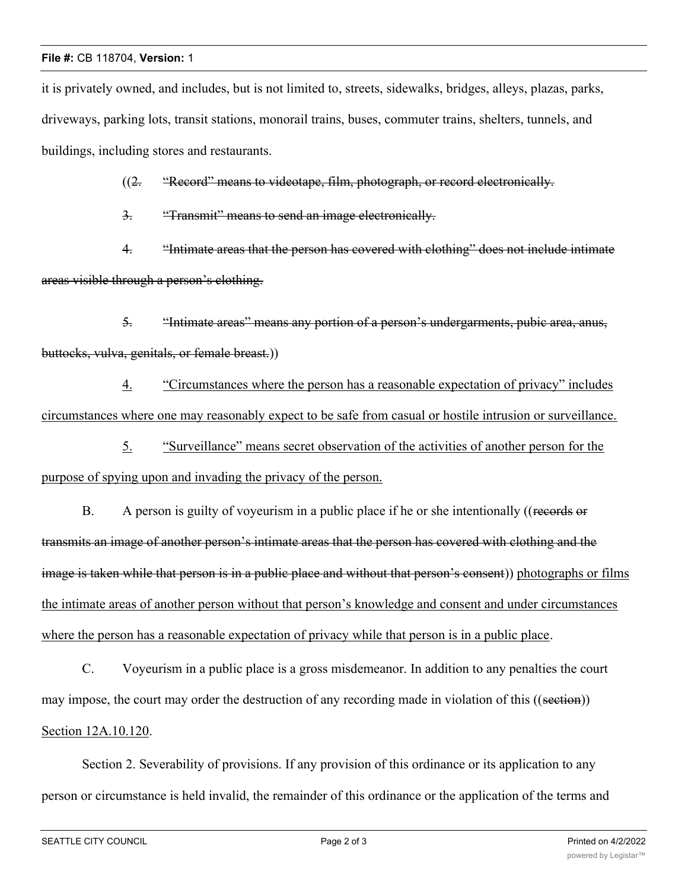it is privately owned, and includes, but is not limited to, streets, sidewalks, bridges, alleys, plazas, parks, driveways, parking lots, transit stations, monorail trains, buses, commuter trains, shelters, tunnels, and buildings, including stores and restaurants.

((~~2. "Record" means to videotape, film, photograph, or record electronically.~~

~~3. "Transmit" means to send an image electronically.~~

~~4. "Intimate areas that the person has covered with clothing" does not include intimate areas visible through a person's clothing.~~

~~5. "Intimate areas" means any portion of a person's undergarments, pubic area, anus, buttocks, vulva, genitals, or female breast.~~))

<u>4. "Circumstances where the person has a reasonable expectation of privacy" includes circumstances where one may reasonably expect to be safe from casual or hostile intrusion or surveillance.</u>

<u>5. "Surveillance" means secret observation of the activities of another person for the purpose of spying upon and invading the privacy of the person.</u>

B. A person is guilty of voyeurism in a public place if he or she intentionally ((~~records or transmits an image of another person's intimate areas that the person has covered with clothing and the image is taken while that person is in a public place and without that person's consent~~)) <u>photographs or films the intimate areas of another person without that person's knowledge and consent and under circumstances where the person has a reasonable expectation of privacy while that person is in a public place</u>.

C. Voyeurism in a public place is a gross misdemeanor. In addition to any penalties the court may impose, the court may order the destruction of any recording made in violation of this ((~~section~~)) <u>Section 12A.10.120</u>.

Section 2. Severability of provisions. If any provision of this ordinance or its application to any person or circumstance is held invalid, the remainder of this ordinance or the application of the terms and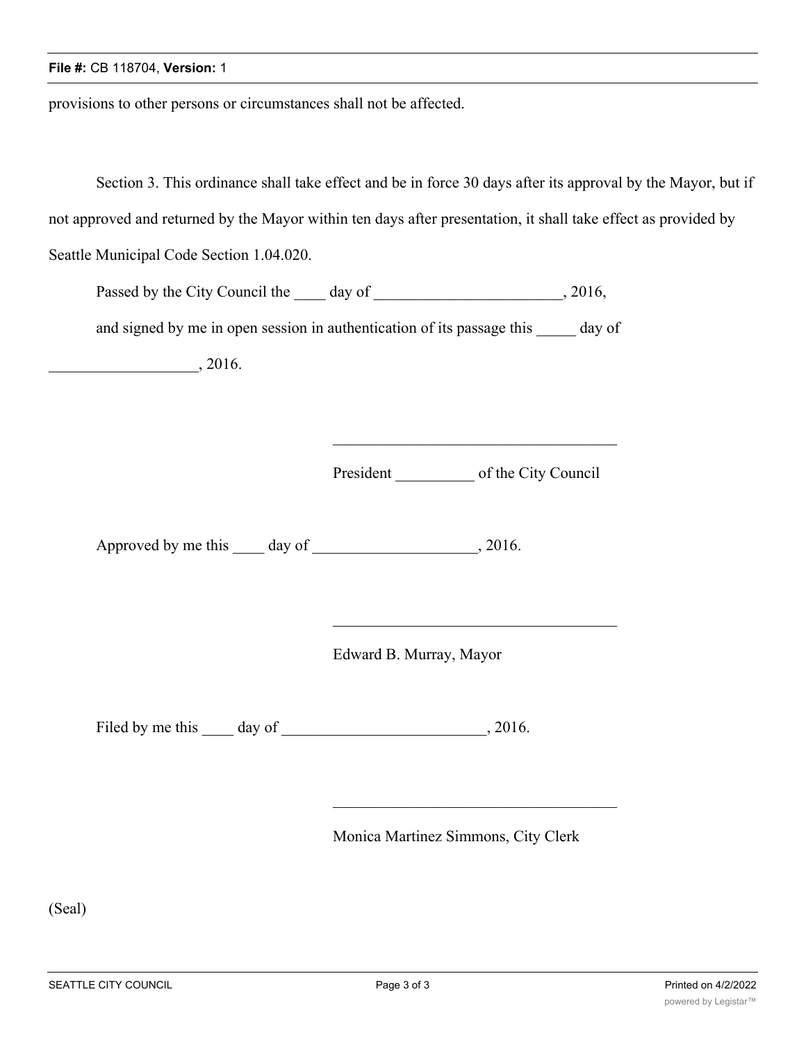provisions to other persons or circumstances shall not be affected.

Section 3. This ordinance shall take effect and be in force 30 days after its approval by the Mayor, but if not approved and returned by the Mayor within ten days after presentation, it shall take effect as provided by Seattle Municipal Code Section 1.04.020.

Passed by the City Council the ____ day of ________________________, 2016,

and signed by me in open session in authentication of its passage this _____ day of ___________________, 2016.

____________________________________

President __________ of the City Council

Approved by me this ____ day of _____________________, 2016.

____________________________________

Edward B. Murray, Mayor

Filed by me this ____ day of __________________________, 2016.

____________________________________

Monica Martinez Simmons, City Clerk

(Seal)